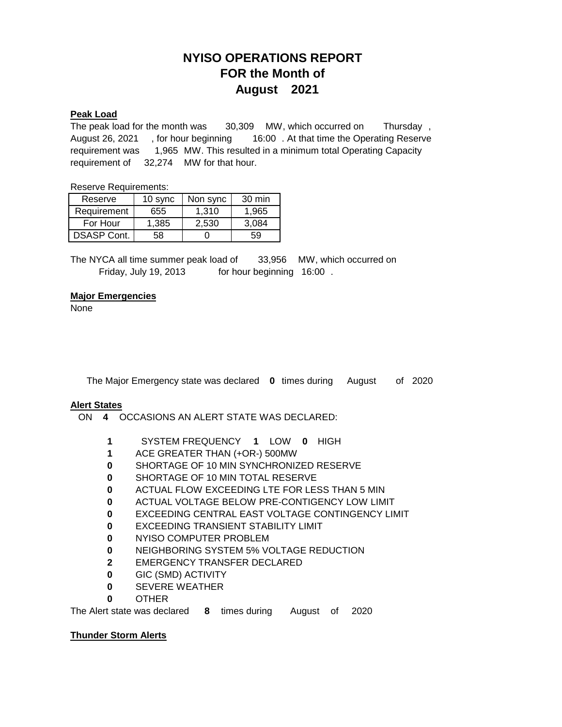# NYISO OPERATIONS REPORT
# FOR the Month of
# August 2021

**Peak Load**

The peak load for the month was 30,309 MW, which occurred on Thursday, August 26, 2021, for hour beginning 16:00. At that time the Operating Reserve requirement was 1,965 MW. This resulted in a minimum total Operating Capacity requirement of 32,274 MW for that hour.

Reserve Requirements:

| Reserve | 10 sync | Non sync | 30 min |
|---|---|---|---|
| Requirement | 655 | 1,310 | 1,965 |
| For Hour | 1,385 | 2,530 | 3,084 |
| DSASP Cont. | 58 | 0 | 59 |

The NYCA all time summer peak load of 33,956 MW, which occurred on Friday, July 19, 2013 for hour beginning 16:00.

**Major Emergencies**

None

The Major Emergency state was declared **0** times during August of 2020

**Alert States**

ON **4** OCCASIONS AN ALERT STATE WAS DECLARED:

- **1** SYSTEM FREQUENCY **1** LOW **0** HIGH
- **1** ACE GREATER THAN (+OR-) 500MW
- **0** SHORTAGE OF 10 MIN SYNCHRONIZED RESERVE
- **0** SHORTAGE OF 10 MIN TOTAL RESERVE
- **0** ACTUAL FLOW EXCEEDING LTE FOR LESS THAN 5 MIN
- **0** ACTUAL VOLTAGE BELOW PRE-CONTIGENCY LOW LIMIT
- **0** EXCEEDING CENTRAL EAST VOLTAGE CONTINGENCY LIMIT
- **0** EXCEEDING TRANSIENT STABILITY LIMIT
- **0** NYISO COMPUTER PROBLEM
- **0** NEIGHBORING SYSTEM 5% VOLTAGE REDUCTION
- **2** EMERGENCY TRANSFER DECLARED
- **0** GIC (SMD) ACTIVITY
- **0** SEVERE WEATHER
- **0** OTHER

The Alert state was declared **8** times during August of 2020

**Thunder Storm Alerts**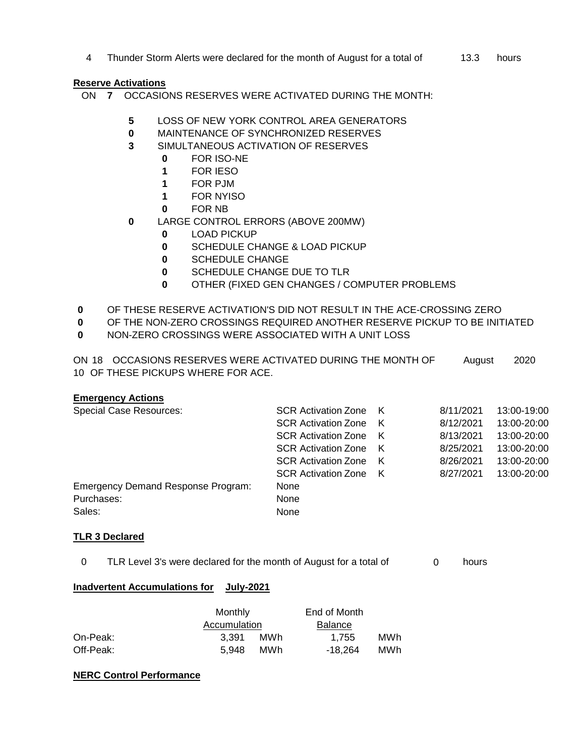4 Thunder Storm Alerts were declared for the month of August for a total of 13.3 hours

**Reserve Activations**

ON **7** OCCASIONS RESERVES WERE ACTIVATED DURING THE MONTH:

- **5** LOSS OF NEW YORK CONTROL AREA GENERATORS
- **0** MAINTENANCE OF SYNCHRONIZED RESERVES
- **3** SIMULTANEOUS ACTIVATION OF RESERVES
  - **0** FOR ISO-NE
  - **1** FOR IESO
  - **1** FOR PJM
  - **1** FOR NYISO
  - **0** FOR NB
- **0** LARGE CONTROL ERRORS (ABOVE 200MW)
  - **0** LOAD PICKUP
  - **0** SCHEDULE CHANGE & LOAD PICKUP
  - **0** SCHEDULE CHANGE
  - **0** SCHEDULE CHANGE DUE TO TLR
  - **0** OTHER (FIXED GEN CHANGES / COMPUTER PROBLEMS

**0** OF THESE RESERVE ACTIVATION'S DID NOT RESULT IN THE ACE-CROSSING ZERO
**0** OF THE NON-ZERO CROSSINGS REQUIRED ANOTHER RESERVE PICKUP TO BE INITIATED
**0** NON-ZERO CROSSINGS WERE ASSOCIATED WITH A UNIT LOSS

ON 18 OCCASIONS RESERVES WERE ACTIVATED DURING THE MONTH OF August 2020
10 OF THESE PICKUPS WHERE FOR ACE.

**Emergency Actions**

| | | | |
|---|---|---|---|
| Special Case Resources: | SCR Activation Zone K | 8/11/2021 | 13:00-19:00 |
| | SCR Activation Zone K | 8/12/2021 | 13:00-20:00 |
| | SCR Activation Zone K | 8/13/2021 | 13:00-20:00 |
| | SCR Activation Zone K | 8/25/2021 | 13:00-20:00 |
| | SCR Activation Zone K | 8/26/2021 | 13:00-20:00 |
| | SCR Activation Zone K | 8/27/2021 | 13:00-20:00 |
| Emergency Demand Response Program: | None | | |
| Purchases: | None | | |
| Sales: | None | | |

**TLR 3 Declared**

0 TLR Level 3's were declared for the month of August for a total of 0 hours

**Inadvertent Accumulations for July-2021**

| | Monthly Accumulation | | End of Month Balance | |
|---|---|---|---|---|
| On-Peak: | 3,391 | MWh | 1,755 | MWh |
| Off-Peak: | 5,948 | MWh | -18,264 | MWh |

**NERC Control Performance**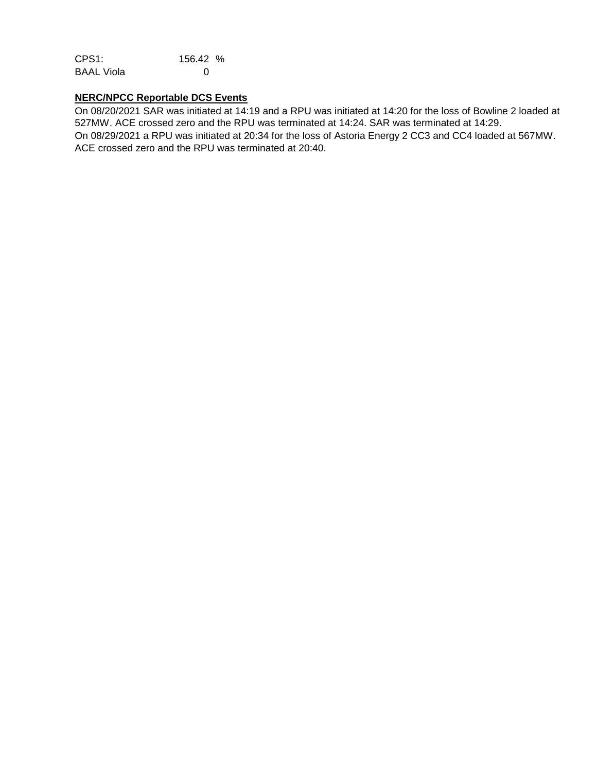| | | |
|---|---|---|
| CPS1: | 156.42 | % |
| BAAL Viola | 0 | |

**NERC/NPCC Reportable DCS Events**

On 08/20/2021 SAR was initiated at 14:19 and a RPU was initiated at 14:20 for the loss of Bowline 2 loaded at 527MW. ACE crossed zero and the RPU was terminated at 14:24. SAR was terminated at 14:29.
On 08/29/2021 a RPU was initiated at 20:34 for the loss of Astoria Energy 2 CC3 and CC4 loaded at 567MW. ACE crossed zero and the RPU was terminated at 20:40.